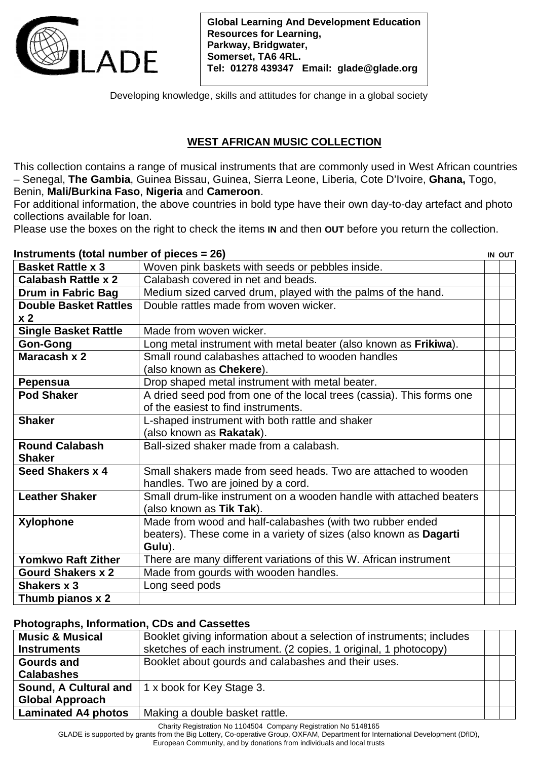GLADE

**Global Learning And Development Education**
**Resources for Learning,**
**Parkway, Bridgwater,**
**Somerset, TA6 4RL.**
**Tel: 01278 439347 Email: glade@glade.org**

Developing knowledge, skills and attitudes for change in a global society

## WEST AFRICAN MUSIC COLLECTION

This collection contains a range of musical instruments that are commonly used in West African countries – Senegal, **The Gambia**, Guinea Bissau, Guinea, Sierra Leone, Liberia, Cote D'Ivoire, **Ghana,** Togo, Benin, **Mali/Burkina Faso**, **Nigeria** and **Cameroon**.
For additional information, the above countries in bold type have their own day-to-day artefact and photo collections available for loan.
Please use the boxes on the right to check the items **IN** and then **OUT** before you return the collection.

**Instruments (total number of pieces = 26)**

| Instrument | Description | IN | OUT |
|---|---|---|---|
| **Basket Rattle x 3** | Woven pink baskets with seeds or pebbles inside. | | |
| **Calabash Rattle x 2** | Calabash covered in net and beads. | | |
| **Drum in Fabric Bag** | Medium sized carved drum, played with the palms of the hand. | | |
| **Double Basket Rattles x 2** | Double rattles made from woven wicker. | | |
| **Single Basket Rattle** | Made from woven wicker. | | |
| **Gon-Gong** | Long metal instrument with metal beater (also known as **Frikiwa**). | | |
| **Maracash x 2** | Small round calabashes attached to wooden handles (also known as **Chekere**). | | |
| **Pepensua** | Drop shaped metal instrument with metal beater. | | |
| **Pod Shaker** | A dried seed pod from one of the local trees (cassia). This forms one of the easiest to find instruments. | | |
| **Shaker** | L-shaped instrument with both rattle and shaker (also known as **Rakatak**). | | |
| **Round Calabash Shaker** | Ball-sized shaker made from a calabash. | | |
| **Seed Shakers x 4** | Small shakers made from seed heads. Two are attached to wooden handles. Two are joined by a cord. | | |
| **Leather Shaker** | Small drum-like instrument on a wooden handle with attached beaters (also known as **Tik Tak**). | | |
| **Xylophone** | Made from wood and half-calabashes (with two rubber ended beaters). These come in a variety of sizes (also known as **Dagarti Gulu**). | | |
| **Yomkwo Raft Zither** | There are many different variations of this W. African instrument | | |
| **Gourd Shakers x 2** | Made from gourds with wooden handles. | | |
| **Shakers x 3** | Long seed pods | | |
| **Thumb pianos x 2** | | | |

**Photographs, Information, CDs and Cassettes**

| Item | Description | IN | OUT |
|---|---|---|---|
| **Music & Musical Instruments** | Booklet giving information about a selection of instruments; includes sketches of each instrument. (2 copies, 1 original, 1 photocopy) | | |
| **Gourds and Calabashes** | Booklet about gourds and calabashes and their uses. | | |
| **Sound, A Cultural and Global Approach** | 1 x book for Key Stage 3. | | |
| **Laminated A4 photos** | Making a double basket rattle. | | |

Charity Registration No 1104504 Company Registration No 5148165
GLADE is supported by grants from the Big Lottery, Co-operative Group, OXFAM, Department for International Development (DfID), European Community, and by donations from individuals and local trusts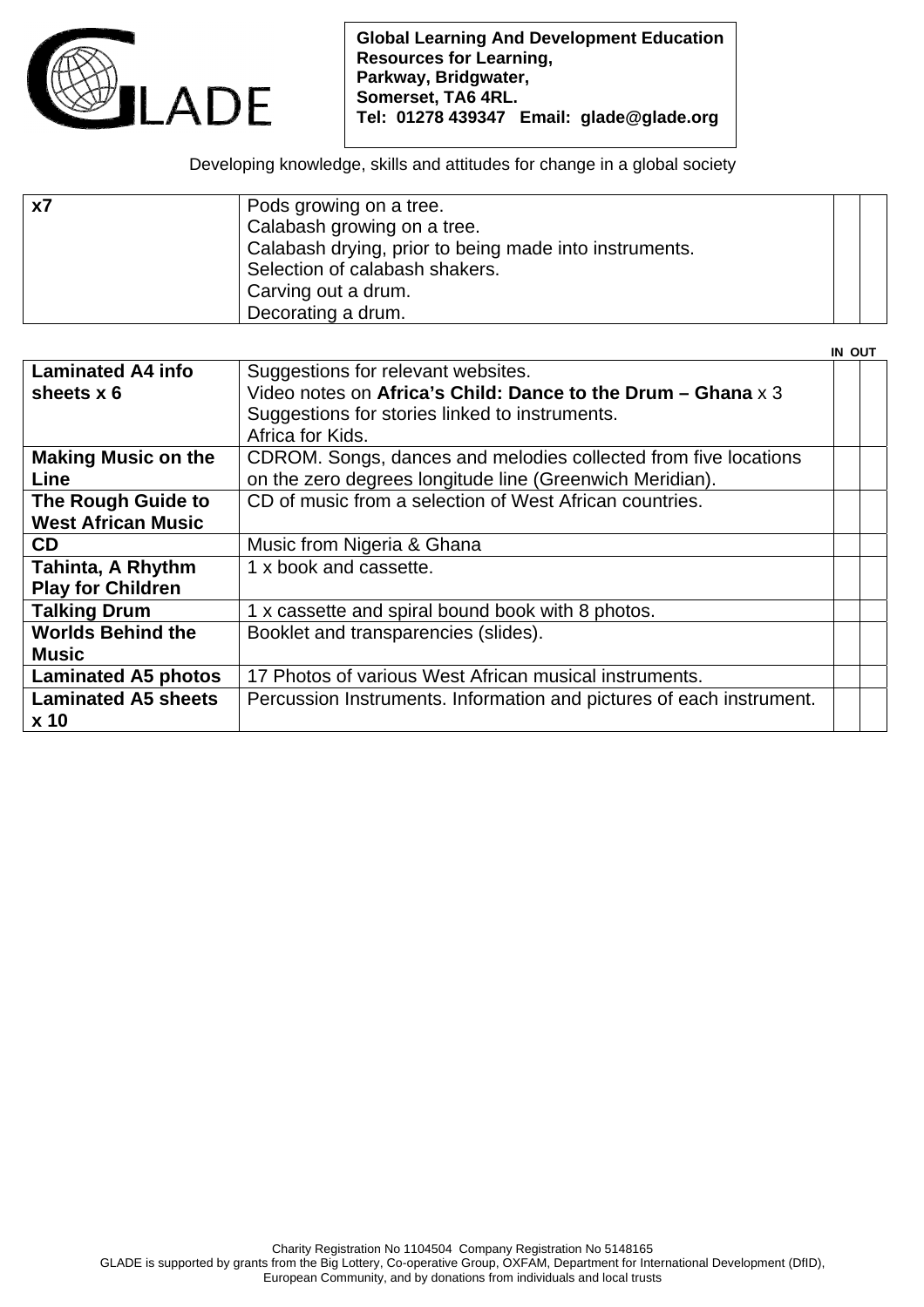**Global Learning And Development Education Resources for Learning, Parkway, Bridgwater, Somerset, TA6 4RL.**
**Tel: 01278 439347 Email: glade@glade.org**

Developing knowledge, skills and attitudes for change in a global society

| | | | |
|---|---|---|---|
| **x7** | Pods growing on a tree.<br>Calabash growing on a tree.<br>Calabash drying, prior to being made into instruments.<br>Selection of calabash shakers.<br>Carving out a drum.<br>Decorating a drum. | | |

| | | IN | OUT |
|---|---|---|---|
| **Laminated A4 info sheets x 6** | Suggestions for relevant websites.<br>Video notes on **Africa's Child: Dance to the Drum – Ghana** x 3<br>Suggestions for stories linked to instruments.<br>Africa for Kids. | | |
| **Making Music on the Line** | CDROM. Songs, dances and melodies collected from five locations on the zero degrees longitude line (Greenwich Meridian). | | |
| **The Rough Guide to West African Music** | CD of music from a selection of West African countries. | | |
| **CD** | Music from Nigeria & Ghana | | |
| **Tahinta, A Rhythm Play for Children** | 1 x book and cassette. | | |
| **Talking Drum** | 1 x cassette and spiral bound book with 8 photos. | | |
| **Worlds Behind the Music** | Booklet and transparencies (slides). | | |
| **Laminated A5 photos** | 17 Photos of various West African musical instruments. | | |
| **Laminated A5 sheets x 10** | Percussion Instruments. Information and pictures of each instrument. | | |

Charity Registration No 1104504 Company Registration No 5148165
GLADE is supported by grants from the Big Lottery, Co-operative Group, OXFAM, Department for International Development (DfID), European Community, and by donations from individuals and local trusts